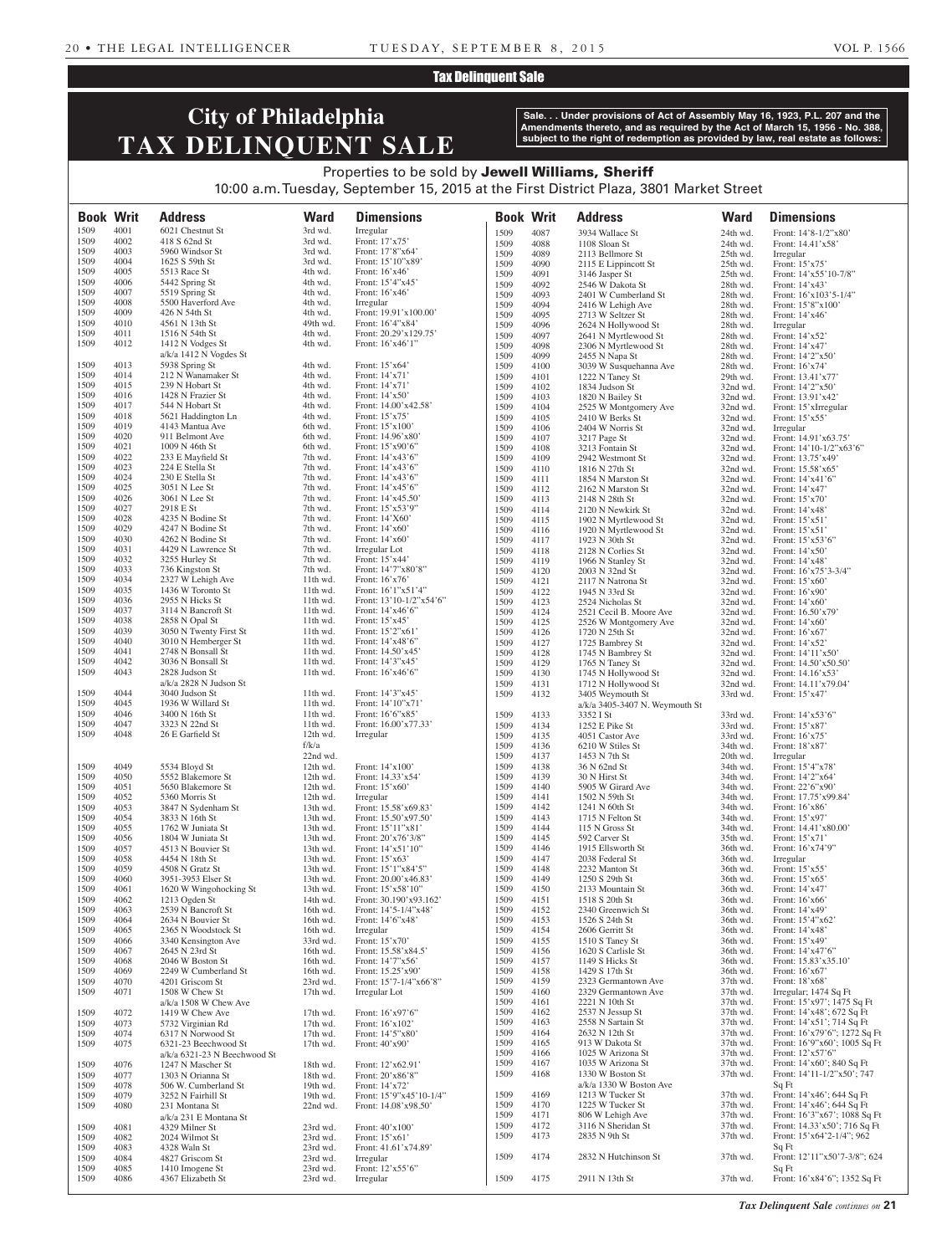## Tax Delinquent Sale

# City of Philadelphia
# TAX DELINQUENT SALE

**Sale. . . Under provisions of Act of Assembly May 16, 1923, P.L. 207 and the Amendments thereto, and as required by the Act of March 15, 1956 - No. 388, subject to the right of redemption as provided by law, real estate as follows:**

Properties to be sold by **Jewell Williams, Sheriff**

10:00 a.m. Tuesday, September 15, 2015 at the First District Plaza, 3801 Market Street

| Book | Writ | Address | Ward | Dimensions |
|---|---|---|---|---|
| 1509 | 4001 | 6021 Chestnut St | 3rd wd. | Irregular |
| 1509 | 4002 | 418 S 62nd St | 3rd wd. | Front: 17'x75' |
| 1509 | 4003 | 5960 Windsor St | 3rd wd. | Front: 17'8"x64' |
| 1509 | 4004 | 1625 S 59th St | 3rd wd. | Front: 15'10"x89' |
| 1509 | 4005 | 5513 Race St | 4th wd. | Front: 16'x46' |
| 1509 | 4006 | 5442 Spring St | 4th wd. | Front: 15'4"x45' |
| 1509 | 4007 | 5519 Spring St | 4th wd. | Front: 16'x46' |
| 1509 | 4008 | 5500 Haverford Ave | 4th wd. | Irregular |
| 1509 | 4009 | 426 N 54th St | 4th wd. | Front: 19.91'x100.00' |
| 1509 | 4010 | 4561 N 13th St | 49th wd. | Front: 16'4"x84' |
| 1509 | 4011 | 1516 N 54th St | 4th wd. | Front: 20.29'x129.75' |
| 1509 | 4012 | 1412 N Vodges St a/k/a 1412 N Vogdes St | 4th wd. | Front: 16'x46'1" |
| 1509 | 4013 | 5938 Spring St | 4th wd. | Front: 15'x64' |
| 1509 | 4014 | 212 N Wanamaker St | 4th wd. | Front: 14'x71' |
| 1509 | 4015 | 239 N Hobart St | 4th wd. | Front: 14'x71' |
| 1509 | 4016 | 1428 N Frazier St | 4th wd. | Front: 14'x50' |
| 1509 | 4017 | 544 N Hobart St | 4th wd. | Front: 14.00'x42.58' |
| 1509 | 4018 | 5621 Haddington Ln | 4th wd. | Front: 15'x75' |
| 1509 | 4019 | 4143 Mantua Ave | 6th wd. | Front: 15'x100' |
| 1509 | 4020 | 911 Belmont Ave | 6th wd. | Front: 14.96'x80' |
| 1509 | 4021 | 1009 N 46th St | 6th wd. | Front: 15'x90'6" |
| 1509 | 4022 | 233 E Mayfield St | 7th wd. | Front: 14'x43'6" |
| 1509 | 4023 | 224 E Stella St | 7th wd. | Front: 14'x43'6" |
| 1509 | 4024 | 230 E Stella St | 7th wd. | Front: 14'x43'6" |
| 1509 | 4025 | 3051 N Lee St | 7th wd. | Front: 14'x45'6" |
| 1509 | 4026 | 3061 N Lee St | 7th wd. | Front: 14'x45.50' |
| 1509 | 4027 | 2918 E St | 7th wd. | Front: 15'x53'9" |
| 1509 | 4028 | 4235 N Bodine St | 7th wd. | Front: 14'X60' |
| 1509 | 4029 | 4247 N Bodine St | 7th wd. | Front: 14'x60' |
| 1509 | 4030 | 4262 N Bodine St | 7th wd. | Front: 14'x60' |
| 1509 | 4031 | 4429 N Lawrence St | 7th wd. | Irregular Lot |
| 1509 | 4032 | 3255 Hurley St | 7th wd. | Front: 15'x44' |
| 1509 | 4033 | 736 Kingston St | 7th wd. | Front: 14'7"x80'8" |
| 1509 | 4034 | 2327 W Lehigh Ave | 11th wd. | Front: 16'x76' |
| 1509 | 4035 | 1436 W Toronto St | 11th wd. | Front: 16'1"x51'4" |
| 1509 | 4036 | 2955 N Hicks St | 11th wd. | Front: 13'10-1/2"x54'6" |
| 1509 | 4037 | 3114 N Bancroft St | 11th wd. | Front: 14'x46'6" |
| 1509 | 4038 | 2858 N Opal St | 11th wd. | Front: 15'x45' |
| 1509 | 4039 | 3050 N Twenty First St | 11th wd. | Front: 15'2"x61' |
| 1509 | 4040 | 3010 N Hemberger St | 11th wd. | Front: 14'x48'6" |
| 1509 | 4041 | 2748 N Bonsall St | 11th wd. | Front: 14.50'x45' |
| 1509 | 4042 | 3036 N Bonsall St | 11th wd. | Front: 14'3"x45' |
| 1509 | 4043 | 2828 Judson St a/k/a 2828 N Judson St | 11th wd. | Front: 16'x46'6" |
| 1509 | 4044 | 3040 Judson St | 11th wd. | Front: 14'3"x45' |
| 1509 | 4045 | 1936 W Willard St | 11th wd. | Front: 14'10"x71' |
| 1509 | 4046 | 3400 N 16th St | 11th wd. | Front: 16'6"x85' |
| 1509 | 4047 | 3323 N 22nd St | 11th wd. | Front: 16.00'x77.33' |
| 1509 | 4048 | 26 E Garfield St | 12th wd. f/k/a 22nd wd. | Irregular |
| 1509 | 4049 | 5534 Bloyd St | 12th wd. | Front: 14'x100' |
| 1509 | 4050 | 5552 Blakemore St | 12th wd. | Front: 14.33'x54' |
| 1509 | 4051 | 5650 Blakemore St | 12th wd. | Front: 15'x60' |
| 1509 | 4052 | 5360 Morris St | 12th wd. | Irregular |
| 1509 | 4053 | 3847 N Sydenham St | 13th wd. | Front: 15.58'x69.83' |
| 1509 | 4054 | 3833 N 16th St | 13th wd. | Front: 15.50'x97.50' |
| 1509 | 4055 | 1762 W Juniata St | 13th wd. | Front: 15'11"x81' |
| 1509 | 4056 | 1804 W Juniata St | 13th wd. | Front: 20'x76'3/8" |
| 1509 | 4057 | 4513 N Bouvier St | 13th wd. | Front: 14'x51'10" |
| 1509 | 4058 | 4454 N 18th St | 13th wd. | Front: 15'x63' |
| 1509 | 4059 | 4508 N Gratz St | 13th wd. | Front: 15'1"x84'5" |
| 1509 | 4060 | 3951-3953 Elser St | 13th wd. | Front: 20.00'x46.83' |
| 1509 | 4061 | 1620 W Wingohocking St | 13th wd. | Front: 15'x58'10" |
| 1509 | 4062 | 1213 Ogden St | 14th wd. | Front: 30.190'x93.162' |
| 1509 | 4063 | 2539 N Bancroft St | 16th wd. | Front: 14'5-1/4"x48' |
| 1509 | 4064 | 2634 N Bouvier St | 16th wd. | Front: 14'6"x48' |
| 1509 | 4065 | 2365 N Woodstock St | 16th wd. | Irregular |
| 1509 | 4066 | 3340 Kensington Ave | 33rd wd. | Front: 15'x70' |
| 1509 | 4067 | 2645 N 23rd St | 16th wd. | Front: 15.58'x84.5' |
| 1509 | 4068 | 2046 W Boston St | 16th wd. | Front: 14'7"x56' |
| 1509 | 4069 | 2249 W Cumberland St | 16th wd. | Front: 15.25'x90' |
| 1509 | 4070 | 4201 Griscom St | 23rd wd. | Front: 15'7-1/4"x66'8" |
| 1509 | 4071 | 1508 W Chew St a/k/a 1508 W Chew Ave | 17th wd. | Irregular Lot |
| 1509 | 4072 | 1419 W Chew Ave | 17th wd. | Front: 16'x97'6" |
| 1509 | 4073 | 5732 Virginian Rd | 17th wd. | Front: 16'x102' |
| 1509 | 4074 | 6317 N Norwood St | 17th wd. | Front: 14'5"x80' |
| 1509 | 4075 | 6321-23 Beechwood St a/k/a 6321-23 N Beechwood St | 17th wd. | Front: 40'x90' |
| 1509 | 4076 | 1247 N Mascher St | 18th wd. | Front: 12'x62.91' |
| 1509 | 4077 | 1303 N Orianna St | 18th wd. | Front: 20'x86'8" |
| 1509 | 4078 | 506 W. Cumberland St | 19th wd. | Front: 14'x72' |
| 1509 | 4079 | 3252 N Fairhill St | 19th wd. | Front: 15'9"x45'10-1/4" |
| 1509 | 4080 | 231 Montana St a/k/a 231 E Montana St | 22nd wd. | Front: 14.08'x98.50' |
| 1509 | 4081 | 4329 Milner St | 23rd wd. | Front: 40'x100' |
| 1509 | 4082 | 2024 Wilmot St | 23rd wd. | Front: 15'x61' |
| 1509 | 4083 | 4328 Waln St | 23rd wd. | Front: 41.61'x74.89' |
| 1509 | 4084 | 4827 Griscom St | 23rd wd. | Irregular |
| 1509 | 4085 | 1410 Imogene St | 23rd wd. | Front: 12'x55'6" |
| 1509 | 4086 | 4367 Elizabeth St | 23rd wd. | Irregular |
| 1509 | 4087 | 3934 Wallace St | 24th wd. | Front: 14'8-1/2"x80' |
| 1509 | 4088 | 1108 Sloan St | 24th wd. | Front: 14.41'x58' |
| 1509 | 4089 | 2113 Bellmore St | 25th wd. | Irregular |
| 1509 | 4090 | 2115 E Lippincott St | 25th wd. | Front: 15'x75' |
| 1509 | 4091 | 3146 Jasper St | 25th wd. | Front: 14'x55'10-7/8" |
| 1509 | 4092 | 2546 W Dakota St | 28th wd. | Front: 14'x43' |
| 1509 | 4093 | 2401 W Cumberland St | 28th wd. | Front: 16'x103'5-1/4" |
| 1509 | 4094 | 2416 W Lehigh Ave | 28th wd. | Front: 15'8"x100' |
| 1509 | 4095 | 2713 W Seltzer St | 28th wd. | Front: 14'x46' |
| 1509 | 4096 | 2624 N Hollywood St | 28th wd. | Irregular |
| 1509 | 4097 | 2641 N Myrtlewood St | 28th wd. | Front: 14'x52' |
| 1509 | 4098 | 2306 N Myrtlewood St | 28th wd. | Front: 14'x47' |
| 1509 | 4099 | 2455 N Napa St | 28th wd. | Front: 14'2"x50' |
| 1509 | 4100 | 3039 W Susquehanna Ave | 28th wd. | Front: 16'x74' |
| 1509 | 4101 | 1222 N Taney St | 29th wd. | Front: 13.41'x77' |
| 1509 | 4102 | 1834 Judson St | 32nd wd. | Front: 14'2"x50' |
| 1509 | 4103 | 1820 N Bailey St | 32nd wd. | Front: 13.91'x42' |
| 1509 | 4104 | 2525 W Montgomery Ave | 32nd wd. | Front: 15'xIrregular |
| 1509 | 4105 | 2410 W Berks St | 32nd wd. | Front: 15'x55' |
| 1509 | 4106 | 2404 W Norris St | 32nd wd. | Irregular |
| 1509 | 4107 | 3217 Page St | 32nd wd. | Front: 14.91'x63.75' |
| 1509 | 4108 | 3213 Fontain St | 32nd wd. | Front: 14'10-1/2"x63'6" |
| 1509 | 4109 | 2942 Westmont St | 32nd wd. | Front: 13.75'x49' |
| 1509 | 4110 | 1816 N 27th St | 32nd wd. | Front: 15.58'x65' |
| 1509 | 4111 | 1854 N Marston St | 32nd wd. | Front: 14'x41'6" |
| 1509 | 4112 | 2162 N Marston St | 32nd wd. | Front: 14'x47' |
| 1509 | 4113 | 2148 N 28th St | 32nd wd. | Front: 15'x70' |
| 1509 | 4114 | 2120 N Newkirk St | 32nd wd. | Front: 14'x48' |
| 1509 | 4115 | 1902 N Myrtlewood St | 32nd wd. | Front: 15'x51' |
| 1509 | 4116 | 1920 N Myrtlewood St | 32nd wd. | Front: 15'x51' |
| 1509 | 4117 | 1923 N 30th St | 32nd wd. | Front: 15'x53'6" |
| 1509 | 4118 | 2128 N Corlies St | 32nd wd. | Front: 14'x50' |
| 1509 | 4119 | 1966 N Stanley St | 32nd wd. | Front: 14'x48' |
| 1509 | 4120 | 2003 N 32nd St | 32nd wd. | Front: 16'x75'3-3/4" |
| 1509 | 4121 | 2117 N Natrona St | 32nd wd. | Front: 15'x60' |
| 1509 | 4122 | 1945 N 33rd St | 32nd wd. | Front: 16'x90' |
| 1509 | 4123 | 2524 Nicholas St | 32nd wd. | Front: 14'x60' |
| 1509 | 4124 | 2521 Cecil B. Moore Ave | 32nd wd. | Front: 16.50'x79' |
| 1509 | 4125 | 2526 W Montgomery Ave | 32nd wd. | Front: 14'x60' |
| 1509 | 4126 | 1720 N 25th St | 32nd wd. | Front: 16'x67' |
| 1509 | 4127 | 1725 Bambrey St | 32nd wd. | Front: 14'x52' |
| 1509 | 4128 | 1745 N Bambrey St | 32nd wd. | Front: 14'11'x50' |
| 1509 | 4129 | 1765 N Taney St | 32nd wd. | Front: 14.50'x50.50' |
| 1509 | 4130 | 1745 N Hollywood St | 32nd wd. | Front: 14.16'x53' |
| 1509 | 4131 | 1712 N Hollywood St | 32nd wd. | Front: 14.11'x79.04' |
| 1509 | 4132 | 3405 Weymouth St a/k/a 3405-3407 N. Weymouth St | 33rd wd. | Front: 15'x47' |
| 1509 | 4133 | 3352 I St | 33rd wd. | Front: 14'x53'6" |
| 1509 | 4134 | 1252 E Pike St | 33rd wd. | Front: 15'x87' |
| 1509 | 4135 | 4051 Castor Ave | 33rd wd. | Front: 16'x75' |
| 1509 | 4136 | 6210 W Stiles St | 34th wd. | Front: 18'x87' |
| 1509 | 4137 | 1453 N 7th St | 20th wd. | Irregular |
| 1509 | 4138 | 36 N 62nd St | 34th wd. | Front: 15'4"x78' |
| 1509 | 4139 | 30 N Hirst St | 34th wd. | Front: 14'2"x64' |
| 1509 | 4140 | 5905 W Girard Ave | 34th wd. | Front: 22'6"x90' |
| 1509 | 4141 | 1502 N 59th St | 34th wd. | Front: 17.75'x99.84' |
| 1509 | 4142 | 1241 N 60th St | 34th wd. | Front: 16'x86' |
| 1509 | 4143 | 1715 N Felton St | 34th wd. | Front: 15'x97' |
| 1509 | 4144 | 115 N Gross St | 34th wd. | Front: 14.41'x80.00' |
| 1509 | 4145 | 592 Carver St | 35th wd. | Front: 15'x71' |
| 1509 | 4146 | 1915 Ellsworth St | 36th wd. | Front: 16'x74'9" |
| 1509 | 4147 | 2038 Federal St | 36th wd. | Irregular |
| 1509 | 4148 | 2232 Manton St | 36th wd. | Front: 15'x55' |
| 1509 | 4149 | 1250 S 29th St | 36th wd. | Front: 15'x65' |
| 1509 | 4150 | 2133 Mountain St | 36th wd. | Front: 14'x47' |
| 1509 | 4151 | 1518 S 20th St | 36th wd. | Front: 16'x66' |
| 1509 | 4152 | 2340 Greenwich St | 36th wd. | Front: 14'x49' |
| 1509 | 4153 | 1526 S 24th St | 36th wd. | Front: 15'4"x62' |
| 1509 | 4154 | 2606 Gerritt St | 36th wd. | Front: 14'x48' |
| 1509 | 4155 | 1510 S Taney St | 36th wd. | Front: 15'x49' |
| 1509 | 4156 | 1620 S Carlisle St | 36th wd. | Front: 14'x47'6" |
| 1509 | 4157 | 1149 S Hicks St | 36th wd. | Front: 15.83'x35.10' |
| 1509 | 4158 | 1429 S 17th St | 36th wd. | Front: 16'x67' |
| 1509 | 4159 | 2323 Germantown Ave | 37th wd. | Front: 18'x68' |
| 1509 | 4160 | 2329 Germantown Ave | 37th wd. | Irregular; 1474 Sq Ft |
| 1509 | 4161 | 2221 N 10th St | 37th wd. | Front: 15'x97'; 1475 Sq Ft |
| 1509 | 4162 | 2537 N Jessup St | 37th wd. | Front: 14'x48'; 672 Sq Ft |
| 1509 | 4163 | 2558 N Sartain St | 37th wd. | Front: 14'x51'; 714 Sq Ft |
| 1509 | 4164 | 2632 N 12th St | 37th wd. | Front: 16'x79'6"; 1272 Sq Ft |
| 1509 | 4165 | 913 W Dakota St | 37th wd. | Front: 16'9"x60'; 1005 Sq Ft |
| 1509 | 4166 | 1025 W Arizona St | 37th wd. | Front: 12'x57'6" |
| 1509 | 4167 | 1035 W Arizona St | 37th wd. | Front: 14'x60'; 840 Sq Ft |
| 1509 | 4168 | 1330 W Boston St a/k/a 1330 W Boston Ave | 37th wd. | Front: 14'11-1/2"x50'; 747 Sq Ft |
| 1509 | 4169 | 1213 W Tucker St | 37th wd. | Front: 14'x46'; 644 Sq Ft |
| 1509 | 4170 | 1225 W Tucker St | 37th wd. | Front: 14'x46'; 644 Sq Ft |
| 1509 | 4171 | 806 W Lehigh Ave | 37th wd. | Front: 16'3"x67'; 1088 Sq Ft |
| 1509 | 4172 | 3116 N Sheridan St | 37th wd. | Front: 14.33'x50'; 716 Sq Ft |
| 1509 | 4173 | 2835 N 9th St | 37th wd. | Front: 15'x64'2-1/4"; 962 Sq Ft |
| 1509 | 4174 | 2832 N Hutchinson St | 37th wd. | Front: 12'11"x50'7-3/8"; 624 Sq Ft |
| 1509 | 4175 | 2911 N 13th St | 37th wd. | Front: 16'x84'6"; 1352 Sq Ft |

*Tax Delinquent Sale continues on* **21**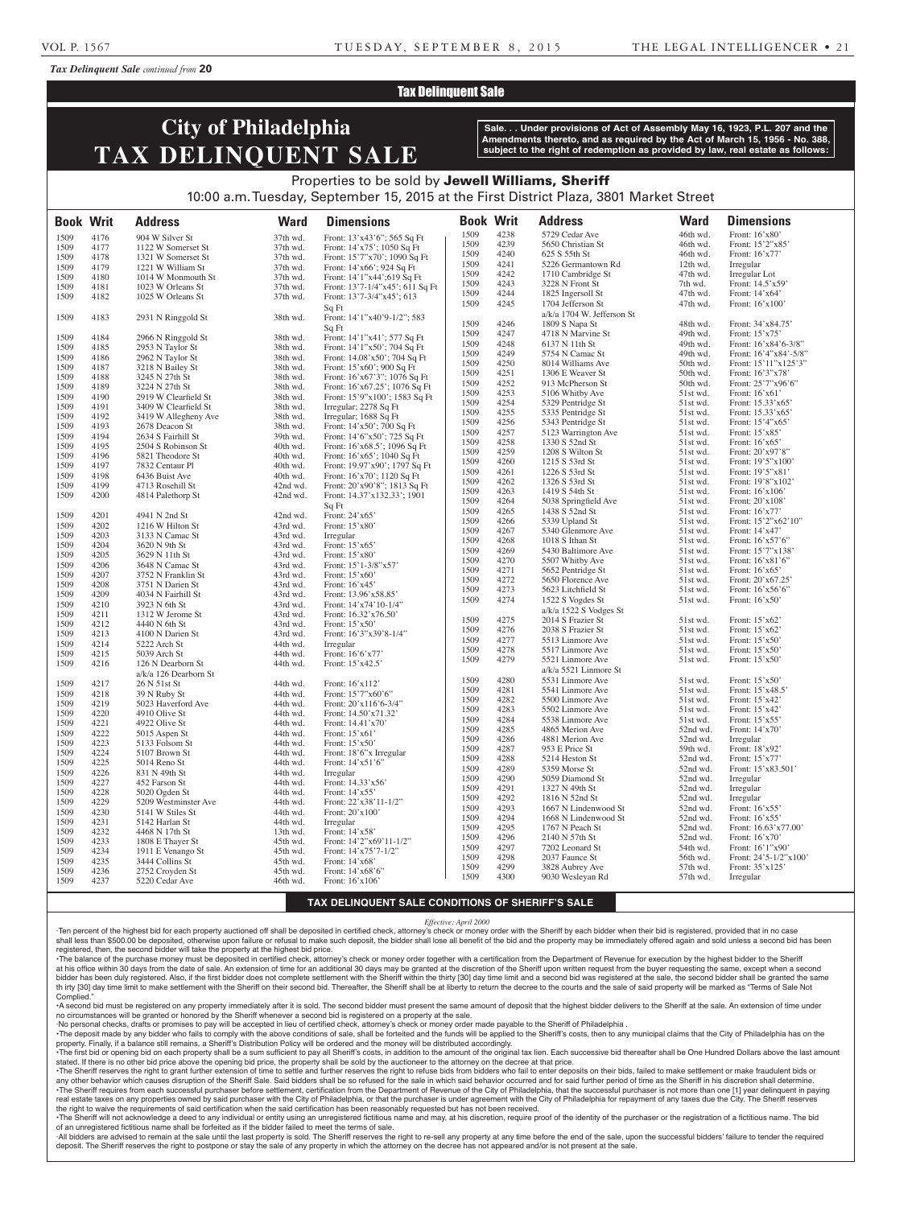*Tax Delinquent Sale continued from* **20**

## Tax Delinquent Sale

# City of Philadelphia TAX DELINQUENT SALE

**Sale. . . Under provisions of Act of Assembly May 16, 1923, P.L. 207 and the Amendments thereto, and as required by the Act of March 15, 1956 - No. 388, subject to the right of redemption as provided by law, real estate as follows:**

Properties to be sold by **Jewell Williams, Sheriff**

10:00 a.m. Tuesday, September 15, 2015 at the First District Plaza, 3801 Market Street

| Book | Writ | Address | Ward | Dimensions |
|---|---|---|---|---|
| 1509 | 4176 | 904 W Silver St | 37th wd. | Front: 13'x43'6"; 565 Sq Ft |
| 1509 | 4177 | 1122 W Somerset St | 37th wd. | Front: 14'x75'; 1050 Sq Ft |
| 1509 | 4178 | 1321 W Somerset St | 37th wd. | Front: 15'7"x70'; 1090 Sq Ft |
| 1509 | 4179 | 1221 W William St | 37th wd. | Front: 14'x66'; 924 Sq Ft |
| 1509 | 4180 | 1014 W Monmouth St | 37th wd. | Front: 14'1"x44';619 Sq Ft |
| 1509 | 4181 | 1023 W Orleans St | 37th wd. | Front: 13'7-1/4"x45'; 611 Sq Ft |
| 1509 | 4182 | 1025 W Orleans St | 37th wd. | Front: 13'7-3/4"x45'; 613 Sq Ft |
| 1509 | 4183 | 2931 N Ringgold St | 38th wd. | Front: 14'1"x40'9-1/2"; 583 Sq Ft |
| 1509 | 4184 | 2966 N Ringgold St | 38th wd. | Front: 14'1"x41'; 577 Sq Ft |
| 1509 | 4185 | 2953 N Taylor St | 38th wd. | Front: 14'1"x50'; 704 Sq Ft |
| 1509 | 4186 | 2962 N Taylor St | 38th wd. | Front: 14.08'x50'; 704 Sq Ft |
| 1509 | 4187 | 3218 N Bailey St | 38th wd. | Front: 15'x60'; 900 Sq Ft |
| 1509 | 4188 | 3245 N 27th St | 38th wd. | Front: 16'x67'3"; 1076 Sq Ft |
| 1509 | 4189 | 3224 N 27th St | 38th wd. | Front: 16'x67.25'; 1076 Sq Ft |
| 1509 | 4190 | 2919 W Clearfield St | 38th wd. | Front: 15'9"x100'; 1583 Sq Ft |
| 1509 | 4191 | 3409 W Clearfield St | 38th wd. | Irregular; 2278 Sq Ft |
| 1509 | 4192 | 3419 W Allegheny Ave | 38th wd. | Irregular; 1688 Sq Ft |
| 1509 | 4193 | 2678 Deacon St | 38th wd. | Front: 14'x50'; 700 Sq Ft |
| 1509 | 4194 | 2634 S Fairhill St | 39th wd. | Front: 14'6"x50'; 725 Sq Ft |
| 1509 | 4195 | 2504 S Robinson St | 40th wd. | Front: 16'x68.5'; 1096 Sq Ft |
| 1509 | 4196 | 5821 Theodore St | 40th wd. | Front: 16'x65'; 1040 Sq Ft |
| 1509 | 4197 | 7832 Centaur Pl | 40th wd. | Front: 19.97'x90'; 1797 Sq Ft |
| 1509 | 4198 | 6436 Buist Ave | 40th wd. | Front: 16'x70'; 1120 Sq Ft |
| 1509 | 4199 | 4713 Rosehill St | 42nd wd. | Front: 20'x90'8"; 1813 Sq Ft |
| 1509 | 4200 | 4814 Palethorp St | 42nd wd. | Front: 14.37'x132.33'; 1901 Sq Ft |
| 1509 | 4201 | 4941 N 2nd St | 42nd wd. | Front: 24'x65' |
| 1509 | 4202 | 1216 W Hilton St | 43rd wd. | Front: 15'x80' |
| 1509 | 4203 | 3133 N Camac St | 43rd wd. | Irregular |
| 1509 | 4204 | 3620 N 9th St | 43rd wd. | Front: 15'x65' |
| 1509 | 4205 | 3629 N 11th St | 43rd wd. | Front: 15'x80' |
| 1509 | 4206 | 3648 N Camac St | 43rd wd. | Front: 15'1-3/8"x57' |
| 1509 | 4207 | 3752 N Franklin St | 43rd wd. | Front: 15'x60' |
| 1509 | 4208 | 3751 N Darien St | 43rd wd. | Front: 16'x45' |
| 1509 | 4209 | 4034 N Fairhill St | 43rd wd. | Front: 13.96'x58.85' |
| 1509 | 4210 | 3923 N 6th St | 43rd wd. | Front: 14'x74'10-1/4" |
| 1509 | 4211 | 1312 W Jerome St | 43rd wd. | Front: 16.32'x76.50' |
| 1509 | 4212 | 4440 N 6th St | 43rd wd. | Front: 15'x50' |
| 1509 | 4213 | 4100 N Darien St | 43rd wd. | Front: 16'3"x39'8-1/4" |
| 1509 | 4214 | 5222 Arch St | 44th wd. | Irregular |
| 1509 | 4215 | 5039 Arch St | 44th wd. | Front: 16'6"x77' |
| 1509 | 4216 | 126 N Dearborn St a/k/a 126 Dearborn St | 44th wd. | Front: 15'x42.5' |
| 1509 | 4217 | 26 N 51st St | 44th wd. | Front: 16'x112' |
| 1509 | 4218 | 39 N Ruby St | 44th wd. | Front: 15'7"x60'6" |
| 1509 | 4219 | 5023 Haverford Ave | 44th wd. | Front: 20'x116'6-3/4" |
| 1509 | 4220 | 4910 Olive St | 44th wd. | Front: 14.50'x71.32' |
| 1509 | 4221 | 4922 Olive St | 44th wd. | Front: 14.41'x70' |
| 1509 | 4222 | 5015 Aspen St | 44th wd. | Front: 15'x61' |
| 1509 | 4223 | 5133 Folsom St | 44th wd. | Front: 15'x50' |
| 1509 | 4224 | 5107 Brown St | 44th wd. | Front: 18'6"x Irregular |
| 1509 | 4225 | 5014 Reno St | 44th wd. | Front: 14'x51'6" |
| 1509 | 4226 | 831 N 49th St | 44th wd. | Irregular |
| 1509 | 4227 | 452 Farson St | 44th wd. | Front: 14.33'x56' |
| 1509 | 4228 | 5020 Ogden St | 44th wd. | Front: 14'x55' |
| 1509 | 4229 | 5209 Westminster Ave | 44th wd. | Front: 22'x38'11-1/2" |
| 1509 | 4230 | 5141 W Stiles St | 44th wd. | Front: 20'x100' |
| 1509 | 4231 | 5142 Harlan St | 44th wd. | Irregular |
| 1509 | 4232 | 4468 N 17th St | 13th wd. | Front: 14'x58' |
| 1509 | 4233 | 1808 E Thayer St | 45th wd. | Front: 14'2"x69'11-1/2" |
| 1509 | 4234 | 1911 E Venango St | 45th wd. | Front: 14'x75'7-1/2" |
| 1509 | 4235 | 3444 Collins St | 45th wd. | Front: 14'x68' |
| 1509 | 4236 | 2752 Croyden St | 45th wd. | Front: 14'x68'6" |
| 1509 | 4237 | 5220 Cedar Ave | 46th wd. | Front: 16'x106' |
| 1509 | 4238 | 5729 Cedar Ave | 46th wd. | Front: 16'x80' |
| 1509 | 4239 | 5650 Christian St | 46th wd. | Front: 15'2"x85' |
| 1509 | 4240 | 625 S 55th St | 46th wd. | Front: 16'x77' |
| 1509 | 4241 | 5226 Germantown Rd | 12th wd. | Irregular |
| 1509 | 4242 | 1710 Cambridge St | 47th wd. | Irregular Lot |
| 1509 | 4243 | 3228 N Front St | 7th wd. | Front: 14.5'x59' |
| 1509 | 4244 | 1825 Ingersoll St | 47th wd. | Front: 14'x64' |
| 1509 | 4245 | 1704 Jefferson St a/k/a 1704 W. Jefferson St | 47th wd. | Front: 16'x100' |
| 1509 | 4246 | 1809 S Napa St | 48th wd. | Front: 34'x84.75' |
| 1509 | 4247 | 4718 N Marvine St | 49th wd. | Front: 15'x75' |
| 1509 | 4248 | 6137 N 11th St | 49th wd. | Front: 16'x84'6-3/8" |
| 1509 | 4249 | 5754 N Camac St | 49th wd. | Front: 16'4"x84'-5/8" |
| 1509 | 4250 | 8014 Williams Ave | 50th wd. | Front: 15'11"x125'3" |
| 1509 | 4251 | 1306 E Weaver St | 50th wd. | Front: 16'3"x78' |
| 1509 | 4252 | 913 McPherson St | 50th wd. | Front: 25'7"x96'6" |
| 1509 | 4253 | 5106 Whitby Ave | 51st wd. | Front: 16'x61' |
| 1509 | 4254 | 5329 Pentridge St | 51st wd. | Front: 15.33'x65' |
| 1509 | 4255 | 5335 Pentridge St | 51st wd. | Front: 15.33'x65' |
| 1509 | 4256 | 5343 Pentridge St | 51st wd. | Front: 15'4"x65' |
| 1509 | 4257 | 5123 Warrington Ave | 51st wd. | Front: 15'x85' |
| 1509 | 4258 | 1330 S 52nd St | 51st wd. | Front: 16'x65' |
| 1509 | 4259 | 1208 S Wilton St | 51st wd. | Front: 20'x97'8" |
| 1509 | 4260 | 1215 S 53rd St | 51st wd. | Front: 19'5"x100' |
| 1509 | 4261 | 1226 S 53rd St | 51st wd. | Front: 19'5"x81' |
| 1509 | 4262 | 1326 S 53rd St | 51st wd. | Front: 19'8"x102' |
| 1509 | 4263 | 1419 S 54th St | 51st wd. | Front: 16'x106' |
| 1509 | 4264 | 5038 Springfield Ave | 51st wd. | Front: 20'x108' |
| 1509 | 4265 | 1438 S 52nd St | 51st wd. | Front: 16'x77' |
| 1509 | 4266 | 5339 Upland St | 51st wd. | Front: 15'2"x62'10" |
| 1509 | 4267 | 5340 Glenmore Ave | 51st wd. | Front: 14'x47' |
| 1509 | 4268 | 1018 S Ithan St | 51st wd. | Front: 16'x57'6" |
| 1509 | 4269 | 5430 Baltimore Ave | 51st wd. | Front: 15'7"x138' |
| 1509 | 4270 | 5507 Whitby Ave | 51st wd. | Front: 16'x81'6" |
| 1509 | 4271 | 5652 Pentridge St | 51st wd. | Front: 16'x65' |
| 1509 | 4272 | 5650 Florence Ave | 51st wd. | Front: 20'x67.25' |
| 1509 | 4273 | 5623 Litchfield St | 51st wd. | Front: 16'x56'6" |
| 1509 | 4274 | 1522 S Vogdes St a/k/a 1522 S Vodges St | 51st wd. | Front: 16'x50' |
| 1509 | 4275 | 2014 S Frazier St | 51st wd. | Front: 15'x62' |
| 1509 | 4276 | 2038 S Frazier St | 51st wd. | Front: 15'x62' |
| 1509 | 4277 | 5513 Linmore Ave | 51st wd. | Front: 15'x50' |
| 1509 | 4278 | 5517 Linmore Ave | 51st wd. | Front: 15'x50' |
| 1509 | 4279 | 5521 Linmore Ave a/k/a 5521 Linmore St | 51st wd. | Front: 15'x50' |
| 1509 | 4280 | 5531 Linmore Ave | 51st wd. | Front: 15'x50' |
| 1509 | 4281 | 5541 Linmore Ave | 51st wd. | Front: 15'x48.5' |
| 1509 | 4282 | 5500 Linmore Ave | 51st wd. | Front: 15'x42' |
| 1509 | 4283 | 5502 Linmore Ave | 51st wd. | Front: 15'x42' |
| 1509 | 4284 | 5538 Linmore Ave | 51st wd. | Front: 15'x55' |
| 1509 | 4285 | 4865 Merion Ave | 52nd wd. | Front: 14'x70' |
| 1509 | 4286 | 4881 Merion Ave | 52nd wd. | Irregular |
| 1509 | 4287 | 953 E Price St | 59th wd. | Front: 18'x92' |
| 1509 | 4288 | 5214 Heston St | 52nd wd. | Front: 15'x77' |
| 1509 | 4289 | 5359 Morse St | 52nd wd. | Front: 15'x83.501' |
| 1509 | 4290 | 5059 Diamond St | 52nd wd. | Irregular |
| 1509 | 4291 | 1327 N 49th St | 52nd wd. | Irregular |
| 1509 | 4292 | 1816 N 52nd St | 52nd wd. | Irregular |
| 1509 | 4293 | 1667 N Lindenwood St | 52nd wd. | Front: 16'x55' |
| 1509 | 4294 | 1668 N Lindenwood St | 52nd wd. | Front: 16'x55' |
| 1509 | 4295 | 1767 N Peach St | 52nd wd. | Front: 16.63'x77.00' |
| 1509 | 4296 | 2140 N 57th St | 52nd wd. | Front: 16'x70' |
| 1509 | 4297 | 7202 Leonard St | 54th wd. | Front: 16'1"x90' |
| 1509 | 4298 | 2037 Faunce St | 56th wd. | Front: 24'5-1/2"x100' |
| 1509 | 4299 | 3828 Aubrey Ave | 57th wd. | Front: 35'x125' |
| 1509 | 4300 | 9030 Wesleyan Rd | 57th wd. | Irregular |

### TAX DELINQUENT SALE CONDITIONS OF SHERIFF'S SALE

*Effective: April 2000*

·Ten percent of the highest bid for each property auctioned off shall be deposited in certified check, attorney's check or money order with the Sheriff by each bidder when their bid is registered, provided that in no case shall less than $500.00 be deposited, otherwise upon failure or refusal to make such deposit, the bidder shall lose all benefit of the bid and the property may be immediately offered again and sold unless a second bid has been registered, then, the second bidder will take the property at the highest bid price.

•The balance of the purchase money must be deposited in certified check, attorney's check or money order together with a certification from the Department of Revenue for execution by the highest bidder to the Sheriff at his office within 30 days from the date of sale. An extension of time for an additional 30 days may be granted at the discretion of the Sheriff upon written request from the buyer requesting the same, except when a second bidder has been duly registered. Also, if the first bidder does not complete settlement with the Sheriff within the thirty [30] day time limit and a second bid was registered at the sale, the second bidder shall be granted the same th irty [30] day time limit to make settlement with the Sheriff on their second bid. Thereafter, the Sheriff shall be at liberty to return the decree to the courts and the sale of said property will be marked as "Terms of Sale Not Complied."

•A second bid must be registered on any property immediately after it is sold. The second bidder must present the same amount of deposit that the highest bidder delivers to the Sheriff at the sale. An extension of time under no circumstances will be granted or honored by the Sheriff whenever a second bid is registered on a property at the sale.

·No personal checks, drafts or promises to pay will be accepted in lieu of certified check, attorney's check or money order made payable to the Sheriff of Philadelphia .

•The deposit made by any bidder who fails to comply with the above conditions of sale, shall be forteited and the funds will be applied to the Sheriff's costs, then to any municipal claims that the City of Philadelphia has on the property. Finally, if a balance still remains, a Sheriff's Distribution Policy will be ordered and the money will be distributed accordingly.

•The first bid or opening bid on each property shall be a sum sufficient to pay all Sheriff's costs, in addition to the amount of the original tax lien. Each successive bid thereafter shall be One Hundred Dollars above the last amount stated. If there is no other bid price above the opening bid price, the property shall be sold by the auctioneer to the attorney on the decree at that price.

•The Sheriff reserves the right to grant further extension of time to settle and further reserves the right to refuse bids from bidders who fail to enter deposits on their bids, failed to make settlement or make fraudulent bids or any other behavior which causes disruption of the Sheriff Sale. Said bidders shall be so refused for the sale in which said behavior occurred and for said further period of time as the Sheriff in his discretion shall determine.

•The Sheriff requires from each successful purchaser before settlement, certification from the Department of Revenue of the City of Philadelphia, that the successful purchaser is not more than one [1] year delinquent in paying real estate taxes on any properties owned by said purchaser with the City of Philadelphia, or that the purchaser is under agreement with the City of Philadelphia for repayment of any taxes due the City. The Sheriff reserves the right to waive the requirements of said certification when the said certification has been reasonably requested but has not been received.

•The Sheriff will not acknowledge a deed to any individual or entity using an unregistered fictitious name and may, at his discretion, require proof of the identity of the purchaser or the registration of a fictitious name. The bid of an unregistered fictitious name shall be forfeited as if the bidder failed to meet the terms of sale.

·All bidders are advised to remain at the sale until the last property is sold. The Sheriff reserves the right to re-sell any property at any time before the end of the sale, upon the successful bidders' failure to tender the required deposit. The Sheriff reserves the right to postpone or stay the sale of any property in which the attorney on the decree has not appeared and/or is not present at the sale.